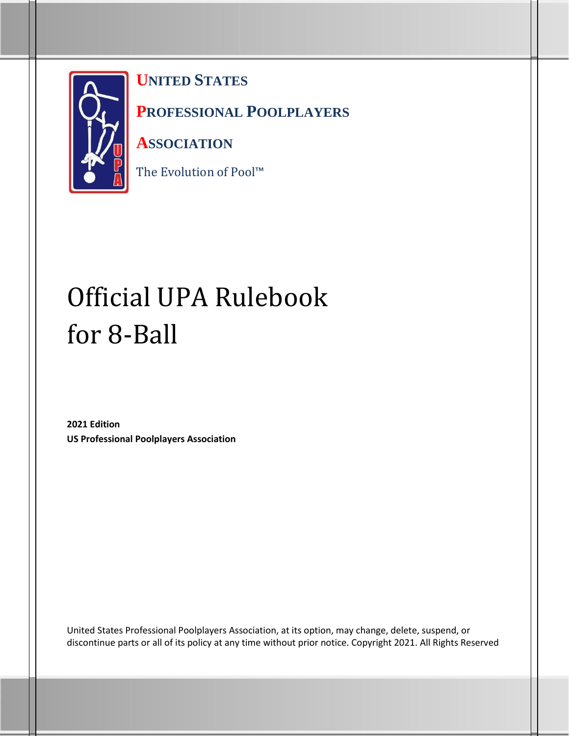**UNITED STATES**

**PROFESSIONAL POOLPLAYERS**

**ASSOCIATION**

The Evolution of Pool™

# Official UPA Rulebook for 8-Ball

**2021 Edition**
**US Professional Poolplayers Association**

United States Professional Poolplayers Association, at its option, may change, delete, suspend, or discontinue parts or all of its policy at any time without prior notice. Copyright 2021. All Rights Reserved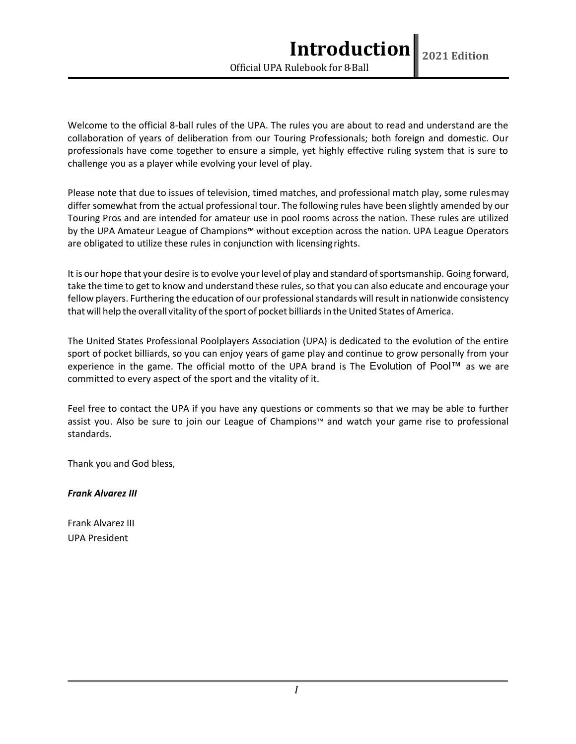# Introduction

Welcome to the official 8-ball rules of the UPA. The rules you are about to read and understand are the collaboration of years of deliberation from our Touring Professionals; both foreign and domestic. Our professionals have come together to ensure a simple, yet highly effective ruling system that is sure to challenge you as a player while evolving your level of play.

Please note that due to issues of television, timed matches, and professional match play, some rules may differ somewhat from the actual professional tour. The following rules have been slightly amended by our Touring Pros and are intended for amateur use in pool rooms across the nation. These rules are utilized by the UPA Amateur League of Champions™ without exception across the nation. UPA League Operators are obligated to utilize these rules in conjunction with licensing rights.

It is our hope that your desire is to evolve your level of play and standard of sportsmanship. Going forward, take the time to get to know and understand these rules, so that you can also educate and encourage your fellow players. Furthering the education of our professional standards will result in nationwide consistency that will help the overall vitality of the sport of pocket billiards in the United States of America.

The United States Professional Poolplayers Association (UPA) is dedicated to the evolution of the entire sport of pocket billiards, so you can enjoy years of game play and continue to grow personally from your experience in the game. The official motto of the UPA brand is The Evolution of Pool™ as we are committed to every aspect of the sport and the vitality of it.

Feel free to contact the UPA if you have any questions or comments so that we may be able to further assist you. Also be sure to join our League of Champions™ and watch your game rise to professional standards.

Thank you and God bless,

***Frank Alvarez III***

Frank Alvarez III
UPA President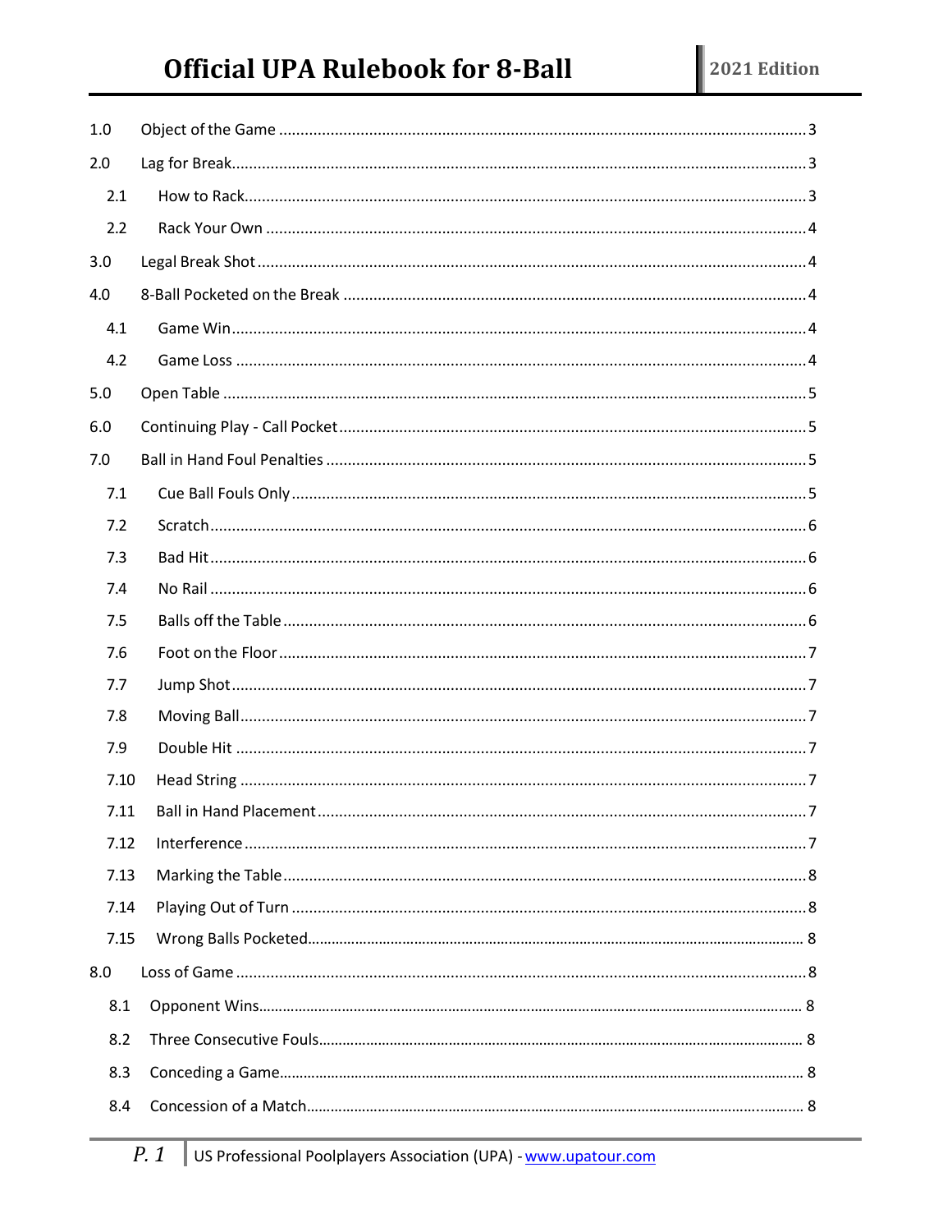| | | |
|---|---|---|
| 1.0 | Object of the Game | 3 |
| 2.0 | Lag for Break | 3 |
| 2.1 | How to Rack | 3 |
| 2.2 | Rack Your Own | 4 |
| 3.0 | Legal Break Shot | 4 |
| 4.0 | 8-Ball Pocketed on the Break | 4 |
| 4.1 | Game Win | 4 |
| 4.2 | Game Loss | 4 |
| 5.0 | Open Table | 5 |
| 6.0 | Continuing Play - Call Pocket | 5 |
| 7.0 | Ball in Hand Foul Penalties | 5 |
| 7.1 | Cue Ball Fouls Only | 5 |
| 7.2 | Scratch | 6 |
| 7.3 | Bad Hit | 6 |
| 7.4 | No Rail | 6 |
| 7.5 | Balls off the Table | 6 |
| 7.6 | Foot on the Floor | 7 |
| 7.7 | Jump Shot | 7 |
| 7.8 | Moving Ball | 7 |
| 7.9 | Double Hit | 7 |
| 7.10 | Head String | 7 |
| 7.11 | Ball in Hand Placement | 7 |
| 7.12 | Interference | 7 |
| 7.13 | Marking the Table | 8 |
| 7.14 | Playing Out of Turn | 8 |
| 7.15 | Wrong Balls Pocketed | 8 |
| 8.0 | Loss of Game | 8 |
| 8.1 | Opponent Wins | 8 |
| 8.2 | Three Consecutive Fouls | 8 |
| 8.3 | Conceding a Game | 8 |
| 8.4 | Concession of a Match | 8 |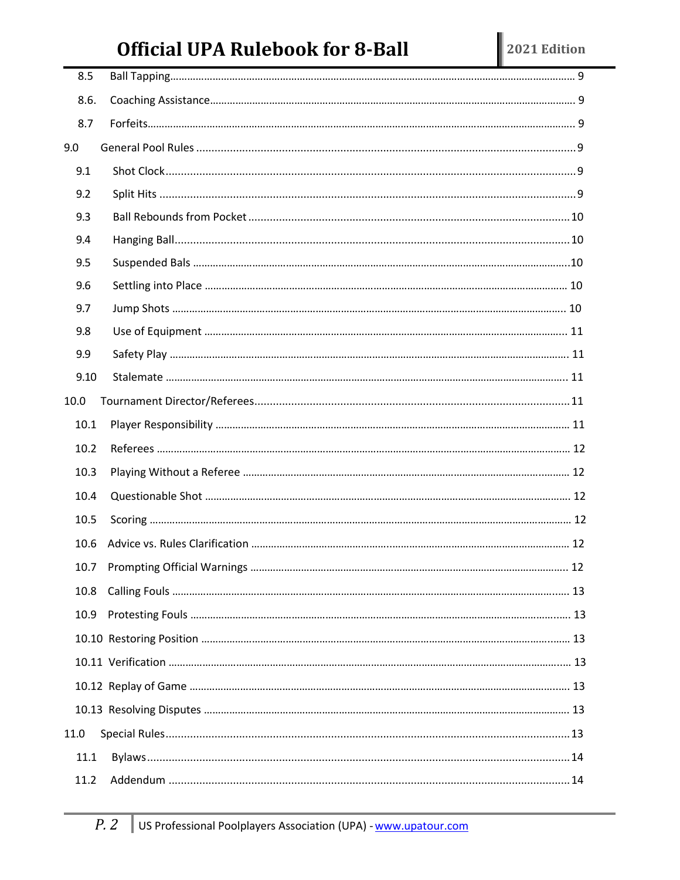| | |
|---|---|
| 8.5 Ball Tapping | 9 |
| 8.6. Coaching Assistance | 9 |
| 8.7 Forfeits | 9 |
| 9.0 General Pool Rules | 9 |
| 9.1 Shot Clock | 9 |
| 9.2 Split Hits | 9 |
| 9.3 Ball Rebounds from Pocket | 10 |
| 9.4 Hanging Ball | 10 |
| 9.5 Suspended Bals | 10 |
| 9.6 Settling into Place | 10 |
| 9.7 Jump Shots | 10 |
| 9.8 Use of Equipment | 11 |
| 9.9 Safety Play | 11 |
| 9.10 Stalemate | 11 |
| 10.0 Tournament Director/Referees | 11 |
| 10.1 Player Responsibility | 11 |
| 10.2 Referees | 12 |
| 10.3 Playing Without a Referee | 12 |
| 10.4 Questionable Shot | 12 |
| 10.5 Scoring | 12 |
| 10.6 Advice vs. Rules Clarification | 12 |
| 10.7 Prompting Official Warnings | 12 |
| 10.8 Calling Fouls | 13 |
| 10.9 Protesting Fouls | 13 |
| 10.10 Restoring Position | 13 |
| 10.11 Verification | 13 |
| 10.12 Replay of Game | 13 |
| 10.13 Resolving Disputes | 13 |
| 11.0 Special Rules | 13 |
| 11.1 Bylaws | 14 |
| 11.2 Addendum | 14 |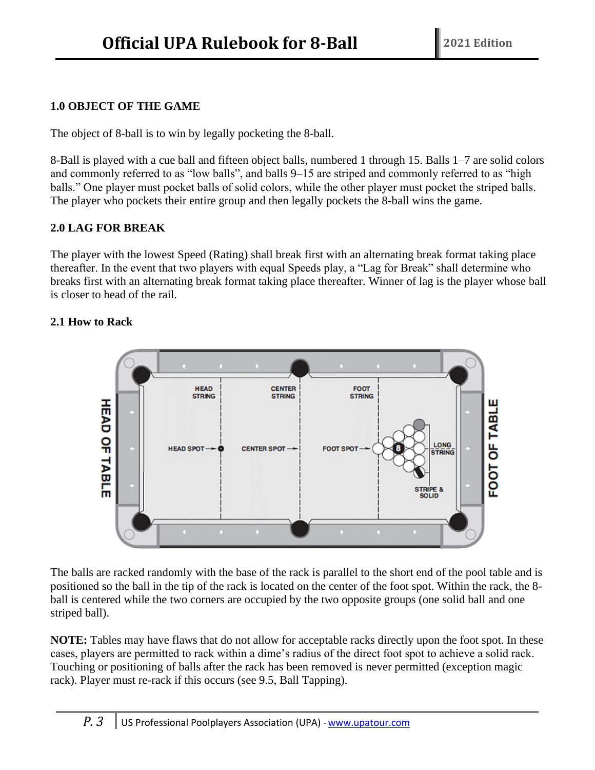## 1.0 OBJECT OF THE GAME

The object of 8-ball is to win by legally pocketing the 8-ball.

8-Ball is played with a cue ball and fifteen object balls, numbered 1 through 15. Balls 1–7 are solid colors and commonly referred to as “low balls”, and balls 9–15 are striped and commonly referred to as “high balls.” One player must pocket balls of solid colors, while the other player must pocket the striped balls. The player who pockets their entire group and then legally pockets the 8-ball wins the game.

## 2.0 LAG FOR BREAK

The player with the lowest Speed (Rating) shall break first with an alternating break format taking place thereafter. In the event that two players with equal Speeds play, a “Lag for Break” shall determine who breaks first with an alternating break format taking place thereafter. Winner of lag is the player whose ball is closer to head of the rail.

### 2.1 How to Rack

The balls are racked randomly with the base of the rack is parallel to the short end of the pool table and is positioned so the ball in the tip of the rack is located on the center of the foot spot. Within the rack, the 8-ball is centered while the two corners are occupied by the two opposite groups (one solid ball and one striped ball).

**NOTE:** Tables may have flaws that do not allow for acceptable racks directly upon the foot spot. In these cases, players are permitted to rack within a dime’s radius of the direct foot spot to achieve a solid rack. Touching or positioning of balls after the rack has been removed is never permitted (exception magic rack). Player must re-rack if this occurs (see 9.5, Ball Tapping).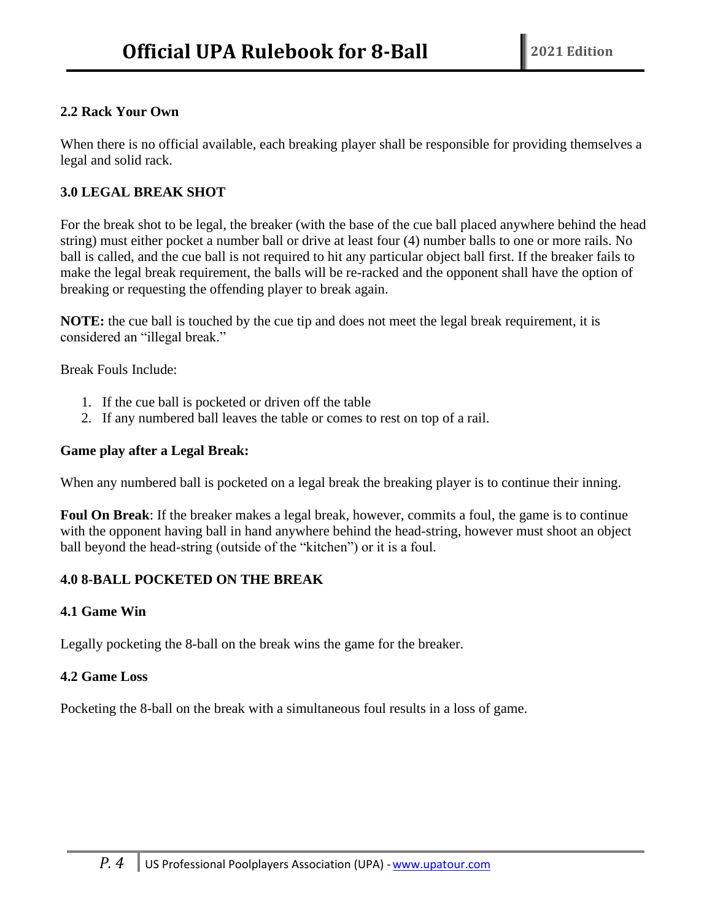### 2.2 Rack Your Own

When there is no official available, each breaking player shall be responsible for providing themselves a legal and solid rack.

## 3.0 LEGAL BREAK SHOT

For the break shot to be legal, the breaker (with the base of the cue ball placed anywhere behind the head string) must either pocket a number ball or drive at least four (4) number balls to one or more rails. No ball is called, and the cue ball is not required to hit any particular object ball first. If the breaker fails to make the legal break requirement, the balls will be re-racked and the opponent shall have the option of breaking or requesting the offending player to break again.

**NOTE:** the cue ball is touched by the cue tip and does not meet the legal break requirement, it is considered an "illegal break."

Break Fouls Include:

1. If the cue ball is pocketed or driven off the table
2. If any numbered ball leaves the table or comes to rest on top of a rail.

### Game play after a Legal Break:

When any numbered ball is pocketed on a legal break the breaking player is to continue their inning.

**Foul On Break**: If the breaker makes a legal break, however, commits a foul, the game is to continue with the opponent having ball in hand anywhere behind the head-string, however must shoot an object ball beyond the head-string (outside of the "kitchen") or it is a foul.

## 4.0 8-BALL POCKETED ON THE BREAK

### 4.1 Game Win

Legally pocketing the 8-ball on the break wins the game for the breaker.

### 4.2 Game Loss

Pocketing the 8-ball on the break with a simultaneous foul results in a loss of game.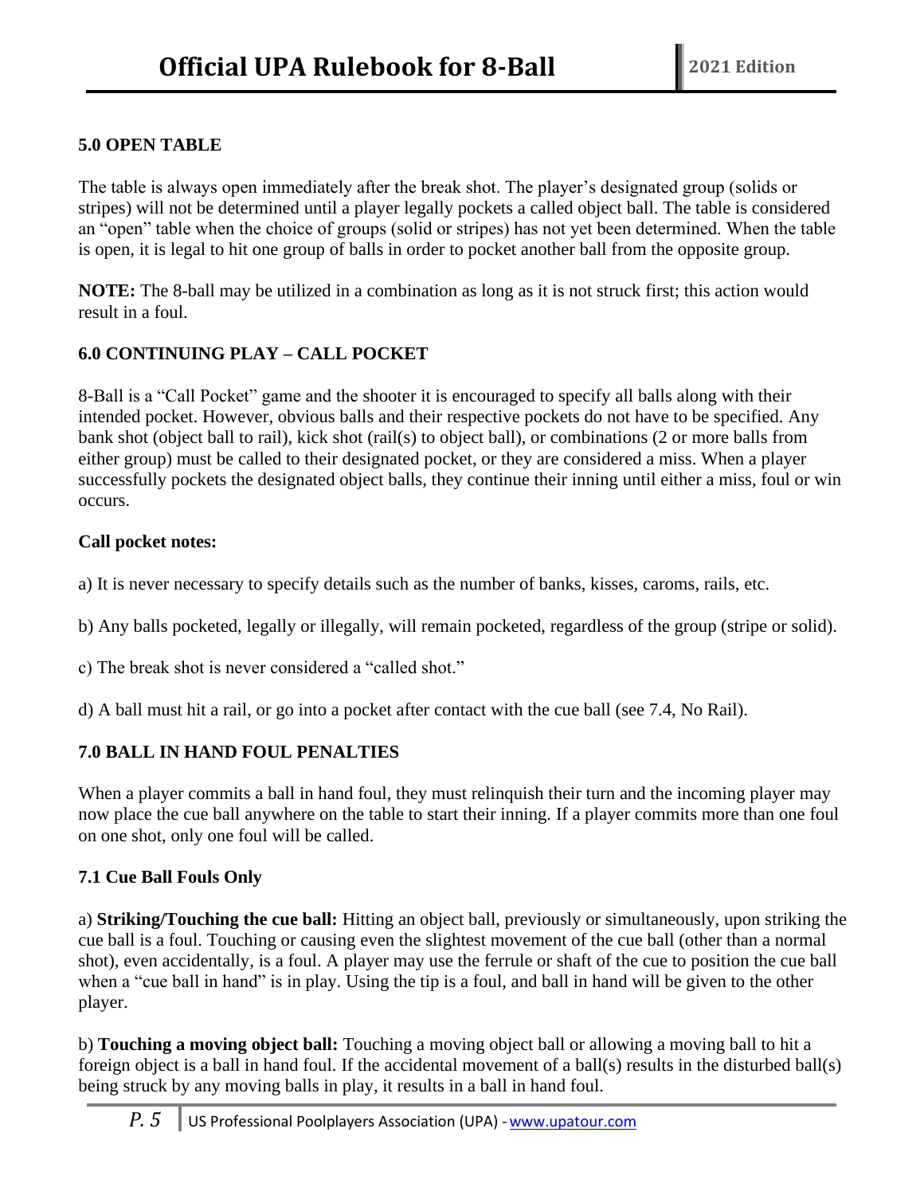## 5.0 OPEN TABLE

The table is always open immediately after the break shot. The player's designated group (solids or stripes) will not be determined until a player legally pockets a called object ball. The table is considered an "open" table when the choice of groups (solid or stripes) has not yet been determined. When the table is open, it is legal to hit one group of balls in order to pocket another ball from the opposite group.

**NOTE:** The 8-ball may be utilized in a combination as long as it is not struck first; this action would result in a foul.

## 6.0 CONTINUING PLAY – CALL POCKET

8-Ball is a "Call Pocket" game and the shooter it is encouraged to specify all balls along with their intended pocket. However, obvious balls and their respective pockets do not have to be specified. Any bank shot (object ball to rail), kick shot (rail(s) to object ball), or combinations (2 or more balls from either group) must be called to their designated pocket, or they are considered a miss. When a player successfully pockets the designated object balls, they continue their inning until either a miss, foul or win occurs.

**Call pocket notes:**

a) It is never necessary to specify details such as the number of banks, kisses, caroms, rails, etc.

b) Any balls pocketed, legally or illegally, will remain pocketed, regardless of the group (stripe or solid).

c) The break shot is never considered a "called shot."

d) A ball must hit a rail, or go into a pocket after contact with the cue ball (see 7.4, No Rail).

## 7.0 BALL IN HAND FOUL PENALTIES

When a player commits a ball in hand foul, they must relinquish their turn and the incoming player may now place the cue ball anywhere on the table to start their inning. If a player commits more than one foul on one shot, only one foul will be called.

### 7.1 Cue Ball Fouls Only

a) **Striking/Touching the cue ball:** Hitting an object ball, previously or simultaneously, upon striking the cue ball is a foul. Touching or causing even the slightest movement of the cue ball (other than a normal shot), even accidentally, is a foul. A player may use the ferrule or shaft of the cue to position the cue ball when a "cue ball in hand" is in play. Using the tip is a foul, and ball in hand will be given to the other player.

b) **Touching a moving object ball:** Touching a moving object ball or allowing a moving ball to hit a foreign object is a ball in hand foul. If the accidental movement of a ball(s) results in the disturbed ball(s) being struck by any moving balls in play, it results in a ball in hand foul.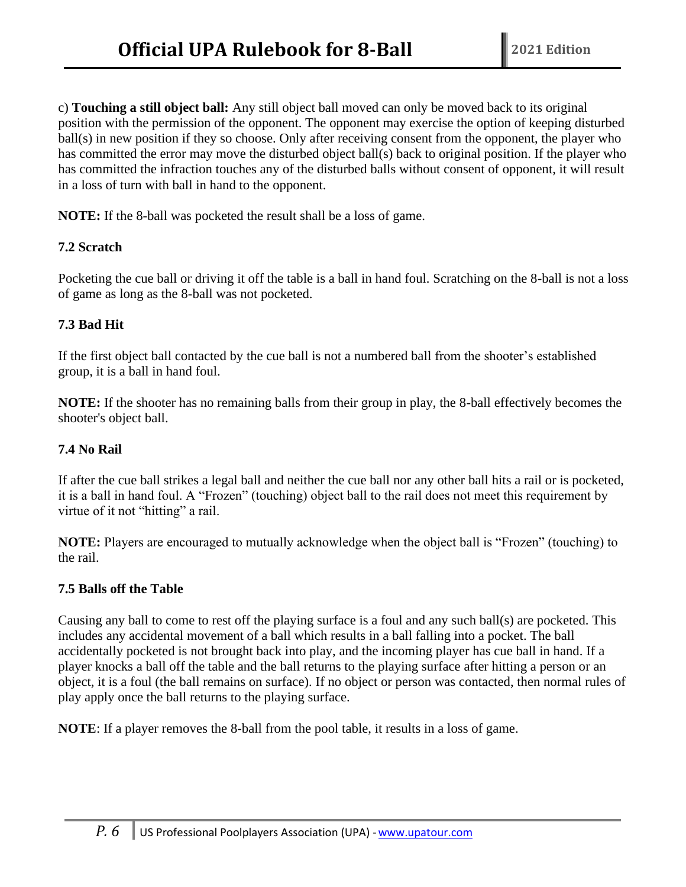c) **Touching a still object ball:** Any still object ball moved can only be moved back to its original position with the permission of the opponent. The opponent may exercise the option of keeping disturbed ball(s) in new position if they so choose. Only after receiving consent from the opponent, the player who has committed the error may move the disturbed object ball(s) back to original position. If the player who has committed the infraction touches any of the disturbed balls without consent of opponent, it will result in a loss of turn with ball in hand to the opponent.

**NOTE:** If the 8-ball was pocketed the result shall be a loss of game.

### 7.2 Scratch

Pocketing the cue ball or driving it off the table is a ball in hand foul. Scratching on the 8-ball is not a loss of game as long as the 8-ball was not pocketed.

### 7.3 Bad Hit

If the first object ball contacted by the cue ball is not a numbered ball from the shooter's established group, it is a ball in hand foul.

**NOTE:** If the shooter has no remaining balls from their group in play, the 8-ball effectively becomes the shooter's object ball.

### 7.4 No Rail

If after the cue ball strikes a legal ball and neither the cue ball nor any other ball hits a rail or is pocketed, it is a ball in hand foul. A "Frozen" (touching) object ball to the rail does not meet this requirement by virtue of it not "hitting" a rail.

**NOTE:** Players are encouraged to mutually acknowledge when the object ball is "Frozen" (touching) to the rail.

### 7.5 Balls off the Table

Causing any ball to come to rest off the playing surface is a foul and any such ball(s) are pocketed. This includes any accidental movement of a ball which results in a ball falling into a pocket. The ball accidentally pocketed is not brought back into play, and the incoming player has cue ball in hand. If a player knocks a ball off the table and the ball returns to the playing surface after hitting a person or an object, it is a foul (the ball remains on surface). If no object or person was contacted, then normal rules of play apply once the ball returns to the playing surface.

**NOTE**: If a player removes the 8-ball from the pool table, it results in a loss of game.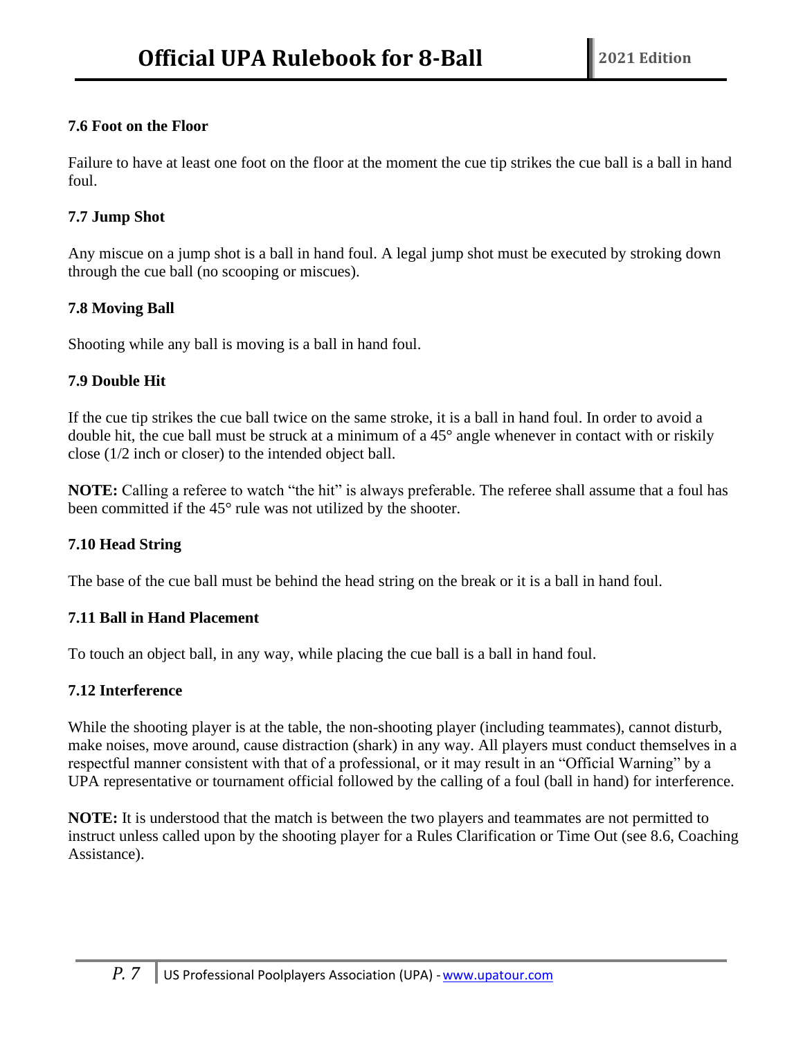### 7.6 Foot on the Floor

Failure to have at least one foot on the floor at the moment the cue tip strikes the cue ball is a ball in hand foul.

### 7.7 Jump Shot

Any miscue on a jump shot is a ball in hand foul. A legal jump shot must be executed by stroking down through the cue ball (no scooping or miscues).

### 7.8 Moving Ball

Shooting while any ball is moving is a ball in hand foul.

### 7.9 Double Hit

If the cue tip strikes the cue ball twice on the same stroke, it is a ball in hand foul. In order to avoid a double hit, the cue ball must be struck at a minimum of a 45° angle whenever in contact with or riskily close (1/2 inch or closer) to the intended object ball.

**NOTE:** Calling a referee to watch "the hit" is always preferable. The referee shall assume that a foul has been committed if the 45° rule was not utilized by the shooter.

### 7.10 Head String

The base of the cue ball must be behind the head string on the break or it is a ball in hand foul.

### 7.11 Ball in Hand Placement

To touch an object ball, in any way, while placing the cue ball is a ball in hand foul.

### 7.12 Interference

While the shooting player is at the table, the non-shooting player (including teammates), cannot disturb, make noises, move around, cause distraction (shark) in any way. All players must conduct themselves in a respectful manner consistent with that of a professional, or it may result in an "Official Warning" by a UPA representative or tournament official followed by the calling of a foul (ball in hand) for interference.

**NOTE:** It is understood that the match is between the two players and teammates are not permitted to instruct unless called upon by the shooting player for a Rules Clarification or Time Out (see 8.6, Coaching Assistance).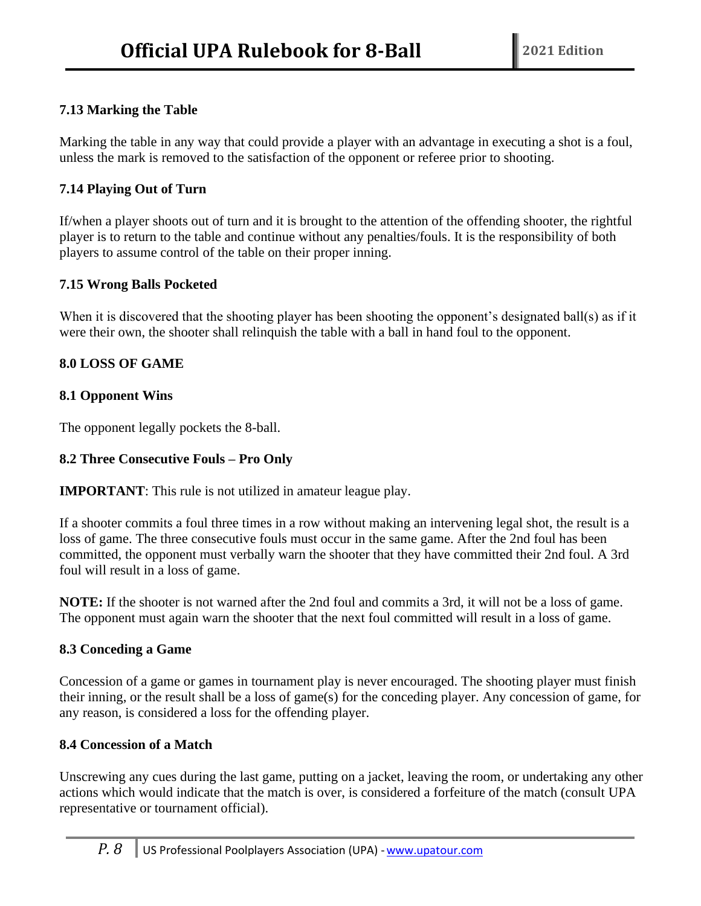### 7.13 Marking the Table

Marking the table in any way that could provide a player with an advantage in executing a shot is a foul, unless the mark is removed to the satisfaction of the opponent or referee prior to shooting.

### 7.14 Playing Out of Turn

If/when a player shoots out of turn and it is brought to the attention of the offending shooter, the rightful player is to return to the table and continue without any penalties/fouls. It is the responsibility of both players to assume control of the table on their proper inning.

### 7.15 Wrong Balls Pocketed

When it is discovered that the shooting player has been shooting the opponent's designated ball(s) as if it were their own, the shooter shall relinquish the table with a ball in hand foul to the opponent.

## 8.0 LOSS OF GAME

### 8.1 Opponent Wins

The opponent legally pockets the 8-ball.

### 8.2 Three Consecutive Fouls – Pro Only

**IMPORTANT**: This rule is not utilized in amateur league play.

If a shooter commits a foul three times in a row without making an intervening legal shot, the result is a loss of game. The three consecutive fouls must occur in the same game. After the 2nd foul has been committed, the opponent must verbally warn the shooter that they have committed their 2nd foul. A 3rd foul will result in a loss of game.

**NOTE:** If the shooter is not warned after the 2nd foul and commits a 3rd, it will not be a loss of game. The opponent must again warn the shooter that the next foul committed will result in a loss of game.

### 8.3 Conceding a Game

Concession of a game or games in tournament play is never encouraged. The shooting player must finish their inning, or the result shall be a loss of game(s) for the conceding player. Any concession of game, for any reason, is considered a loss for the offending player.

### 8.4 Concession of a Match

Unscrewing any cues during the last game, putting on a jacket, leaving the room, or undertaking any other actions which would indicate that the match is over, is considered a forfeiture of the match (consult UPA representative or tournament official).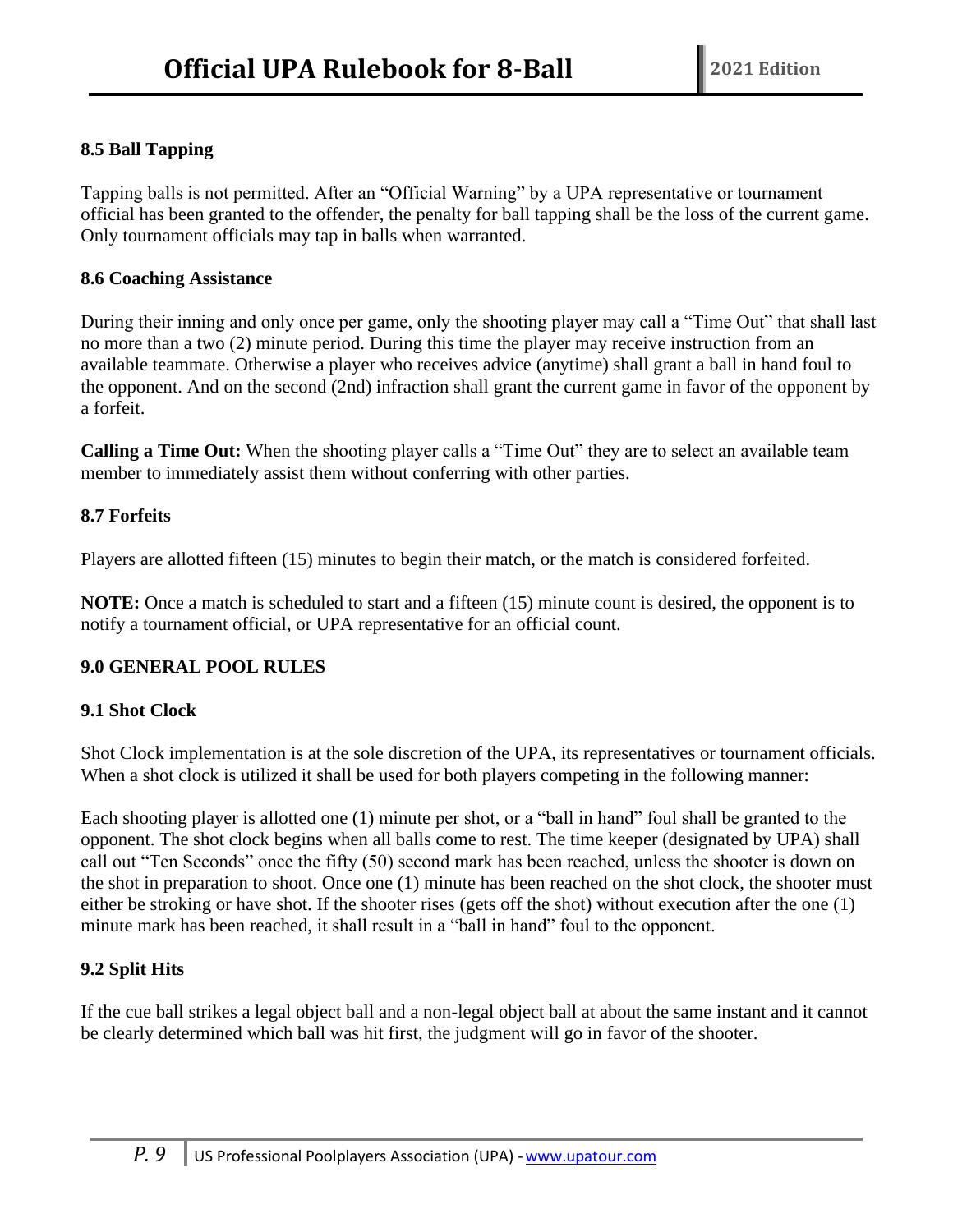### 8.5 Ball Tapping

Tapping balls is not permitted. After an "Official Warning" by a UPA representative or tournament official has been granted to the offender, the penalty for ball tapping shall be the loss of the current game. Only tournament officials may tap in balls when warranted.

### 8.6 Coaching Assistance

During their inning and only once per game, only the shooting player may call a "Time Out" that shall last no more than a two (2) minute period. During this time the player may receive instruction from an available teammate. Otherwise a player who receives advice (anytime) shall grant a ball in hand foul to the opponent. And on the second (2nd) infraction shall grant the current game in favor of the opponent by a forfeit.

**Calling a Time Out:** When the shooting player calls a "Time Out" they are to select an available team member to immediately assist them without conferring with other parties.

### 8.7 Forfeits

Players are allotted fifteen (15) minutes to begin their match, or the match is considered forfeited.

**NOTE:** Once a match is scheduled to start and a fifteen (15) minute count is desired, the opponent is to notify a tournament official, or UPA representative for an official count.

## 9.0 GENERAL POOL RULES

### 9.1 Shot Clock

Shot Clock implementation is at the sole discretion of the UPA, its representatives or tournament officials. When a shot clock is utilized it shall be used for both players competing in the following manner:

Each shooting player is allotted one (1) minute per shot, or a "ball in hand" foul shall be granted to the opponent. The shot clock begins when all balls come to rest. The time keeper (designated by UPA) shall call out "Ten Seconds" once the fifty (50) second mark has been reached, unless the shooter is down on the shot in preparation to shoot. Once one (1) minute has been reached on the shot clock, the shooter must either be stroking or have shot. If the shooter rises (gets off the shot) without execution after the one (1) minute mark has been reached, it shall result in a "ball in hand" foul to the opponent.

### 9.2 Split Hits

If the cue ball strikes a legal object ball and a non-legal object ball at about the same instant and it cannot be clearly determined which ball was hit first, the judgment will go in favor of the shooter.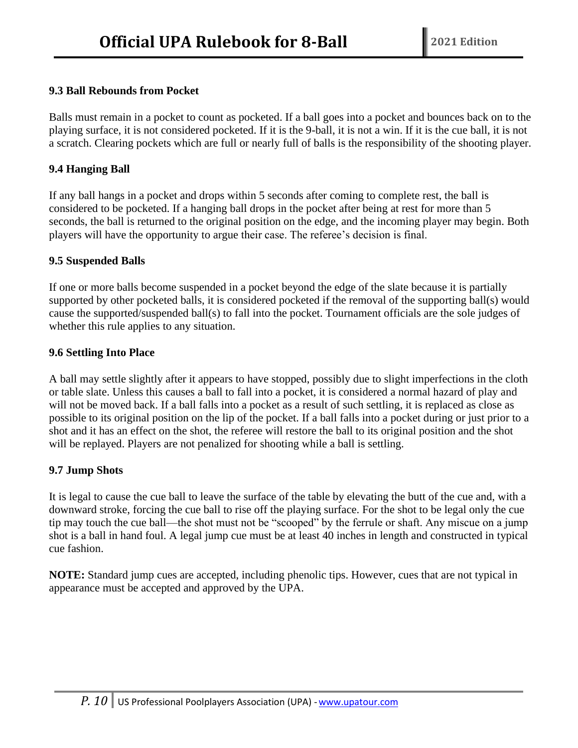### 9.3 Ball Rebounds from Pocket

Balls must remain in a pocket to count as pocketed. If a ball goes into a pocket and bounces back on to the playing surface, it is not considered pocketed. If it is the 9-ball, it is not a win. If it is the cue ball, it is not a scratch. Clearing pockets which are full or nearly full of balls is the responsibility of the shooting player.

### 9.4 Hanging Ball

If any ball hangs in a pocket and drops within 5 seconds after coming to complete rest, the ball is considered to be pocketed. If a hanging ball drops in the pocket after being at rest for more than 5 seconds, the ball is returned to the original position on the edge, and the incoming player may begin. Both players will have the opportunity to argue their case. The referee's decision is final.

### 9.5 Suspended Balls

If one or more balls become suspended in a pocket beyond the edge of the slate because it is partially supported by other pocketed balls, it is considered pocketed if the removal of the supporting ball(s) would cause the supported/suspended ball(s) to fall into the pocket. Tournament officials are the sole judges of whether this rule applies to any situation.

### 9.6 Settling Into Place

A ball may settle slightly after it appears to have stopped, possibly due to slight imperfections in the cloth or table slate. Unless this causes a ball to fall into a pocket, it is considered a normal hazard of play and will not be moved back. If a ball falls into a pocket as a result of such settling, it is replaced as close as possible to its original position on the lip of the pocket. If a ball falls into a pocket during or just prior to a shot and it has an effect on the shot, the referee will restore the ball to its original position and the shot will be replayed. Players are not penalized for shooting while a ball is settling.

### 9.7 Jump Shots

It is legal to cause the cue ball to leave the surface of the table by elevating the butt of the cue and, with a downward stroke, forcing the cue ball to rise off the playing surface. For the shot to be legal only the cue tip may touch the cue ball—the shot must not be "scooped" by the ferrule or shaft. Any miscue on a jump shot is a ball in hand foul. A legal jump cue must be at least 40 inches in length and constructed in typical cue fashion.

**NOTE:** Standard jump cues are accepted, including phenolic tips. However, cues that are not typical in appearance must be accepted and approved by the UPA.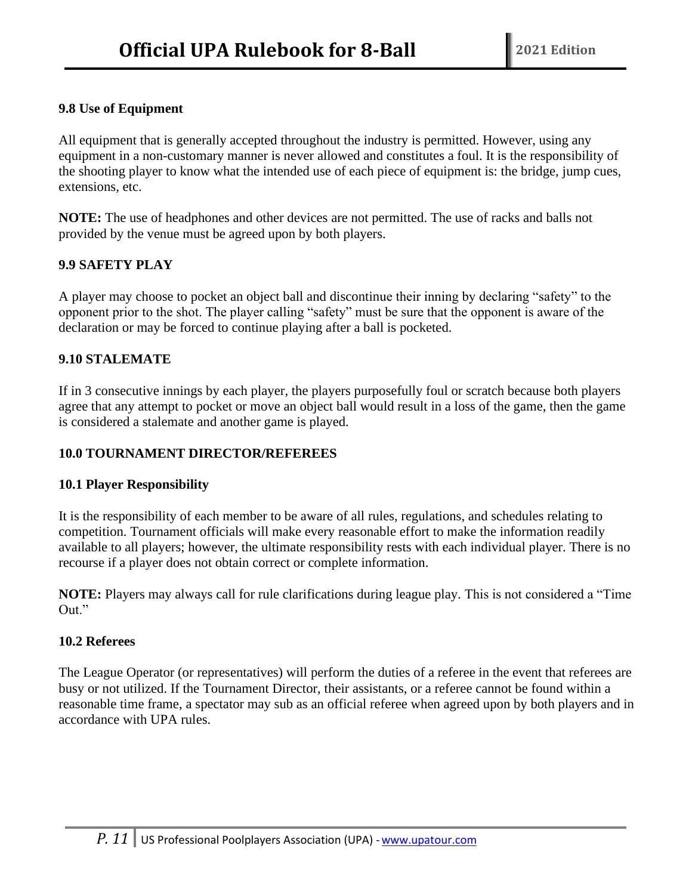### 9.8 Use of Equipment

All equipment that is generally accepted throughout the industry is permitted. However, using any equipment in a non-customary manner is never allowed and constitutes a foul. It is the responsibility of the shooting player to know what the intended use of each piece of equipment is: the bridge, jump cues, extensions, etc.

**NOTE:** The use of headphones and other devices are not permitted. The use of racks and balls not provided by the venue must be agreed upon by both players.

### 9.9 SAFETY PLAY

A player may choose to pocket an object ball and discontinue their inning by declaring "safety" to the opponent prior to the shot. The player calling "safety" must be sure that the opponent is aware of the declaration or may be forced to continue playing after a ball is pocketed.

### 9.10 STALEMATE

If in 3 consecutive innings by each player, the players purposefully foul or scratch because both players agree that any attempt to pocket or move an object ball would result in a loss of the game, then the game is considered a stalemate and another game is played.

## 10.0 TOURNAMENT DIRECTOR/REFEREES

### 10.1 Player Responsibility

It is the responsibility of each member to be aware of all rules, regulations, and schedules relating to competition. Tournament officials will make every reasonable effort to make the information readily available to all players; however, the ultimate responsibility rests with each individual player. There is no recourse if a player does not obtain correct or complete information.

**NOTE:** Players may always call for rule clarifications during league play. This is not considered a "Time Out."

### 10.2 Referees

The League Operator (or representatives) will perform the duties of a referee in the event that referees are busy or not utilized. If the Tournament Director, their assistants, or a referee cannot be found within a reasonable time frame, a spectator may sub as an official referee when agreed upon by both players and in accordance with UPA rules.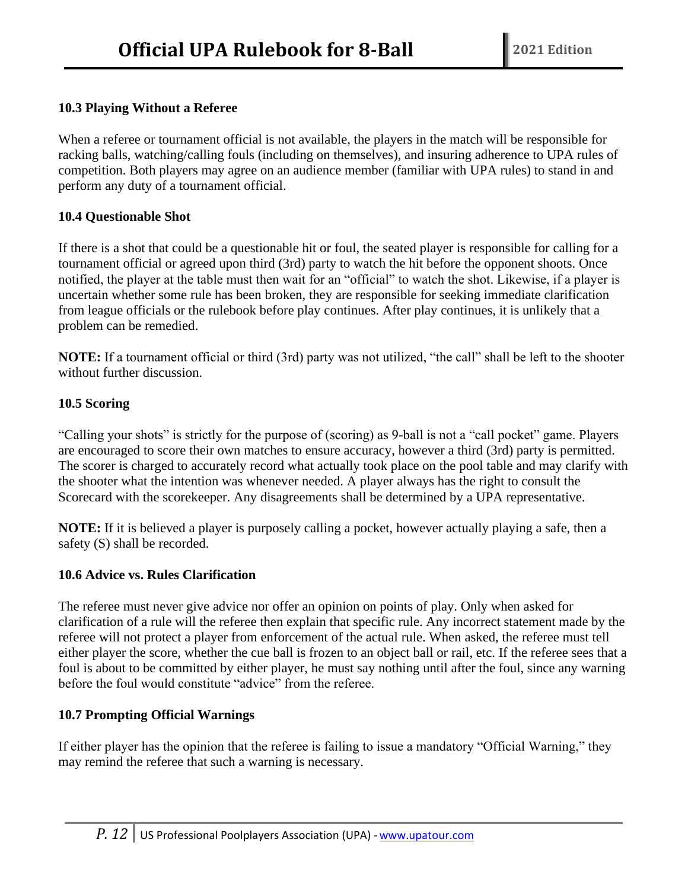### 10.3 Playing Without a Referee

When a referee or tournament official is not available, the players in the match will be responsible for racking balls, watching/calling fouls (including on themselves), and insuring adherence to UPA rules of competition. Both players may agree on an audience member (familiar with UPA rules) to stand in and perform any duty of a tournament official.

### 10.4 Questionable Shot

If there is a shot that could be a questionable hit or foul, the seated player is responsible for calling for a tournament official or agreed upon third (3rd) party to watch the hit before the opponent shoots. Once notified, the player at the table must then wait for an "official" to watch the shot. Likewise, if a player is uncertain whether some rule has been broken, they are responsible for seeking immediate clarification from league officials or the rulebook before play continues. After play continues, it is unlikely that a problem can be remedied.

**NOTE:** If a tournament official or third (3rd) party was not utilized, "the call" shall be left to the shooter without further discussion.

### 10.5 Scoring

"Calling your shots" is strictly for the purpose of (scoring) as 9-ball is not a "call pocket" game. Players are encouraged to score their own matches to ensure accuracy, however a third (3rd) party is permitted. The scorer is charged to accurately record what actually took place on the pool table and may clarify with the shooter what the intention was whenever needed. A player always has the right to consult the Scorecard with the scorekeeper. Any disagreements shall be determined by a UPA representative.

**NOTE:** If it is believed a player is purposely calling a pocket, however actually playing a safe, then a safety (S) shall be recorded.

### 10.6 Advice vs. Rules Clarification

The referee must never give advice nor offer an opinion on points of play. Only when asked for clarification of a rule will the referee then explain that specific rule. Any incorrect statement made by the referee will not protect a player from enforcement of the actual rule. When asked, the referee must tell either player the score, whether the cue ball is frozen to an object ball or rail, etc. If the referee sees that a foul is about to be committed by either player, he must say nothing until after the foul, since any warning before the foul would constitute "advice" from the referee.

### 10.7 Prompting Official Warnings

If either player has the opinion that the referee is failing to issue a mandatory "Official Warning," they may remind the referee that such a warning is necessary.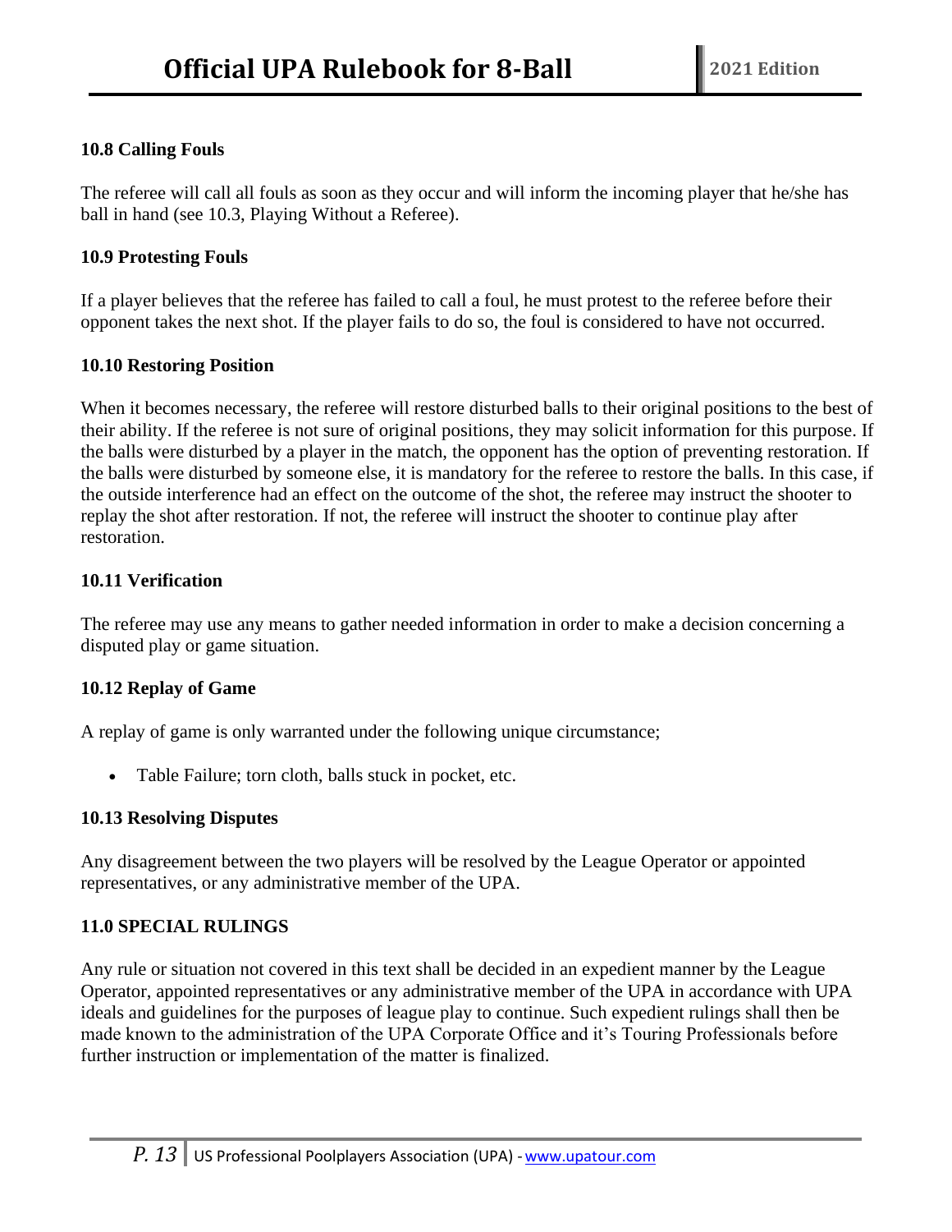### 10.8 Calling Fouls

The referee will call all fouls as soon as they occur and will inform the incoming player that he/she has ball in hand (see 10.3, Playing Without a Referee).

### 10.9 Protesting Fouls

If a player believes that the referee has failed to call a foul, he must protest to the referee before their opponent takes the next shot. If the player fails to do so, the foul is considered to have not occurred.

### 10.10 Restoring Position

When it becomes necessary, the referee will restore disturbed balls to their original positions to the best of their ability. If the referee is not sure of original positions, they may solicit information for this purpose. If the balls were disturbed by a player in the match, the opponent has the option of preventing restoration. If the balls were disturbed by someone else, it is mandatory for the referee to restore the balls. In this case, if the outside interference had an effect on the outcome of the shot, the referee may instruct the shooter to replay the shot after restoration. If not, the referee will instruct the shooter to continue play after restoration.

### 10.11 Verification

The referee may use any means to gather needed information in order to make a decision concerning a disputed play or game situation.

### 10.12 Replay of Game

A replay of game is only warranted under the following unique circumstance;

- Table Failure; torn cloth, balls stuck in pocket, etc.

### 10.13 Resolving Disputes

Any disagreement between the two players will be resolved by the League Operator or appointed representatives, or any administrative member of the UPA.

## 11.0 SPECIAL RULINGS

Any rule or situation not covered in this text shall be decided in an expedient manner by the League Operator, appointed representatives or any administrative member of the UPA in accordance with UPA ideals and guidelines for the purposes of league play to continue. Such expedient rulings shall then be made known to the administration of the UPA Corporate Office and it's Touring Professionals before further instruction or implementation of the matter is finalized.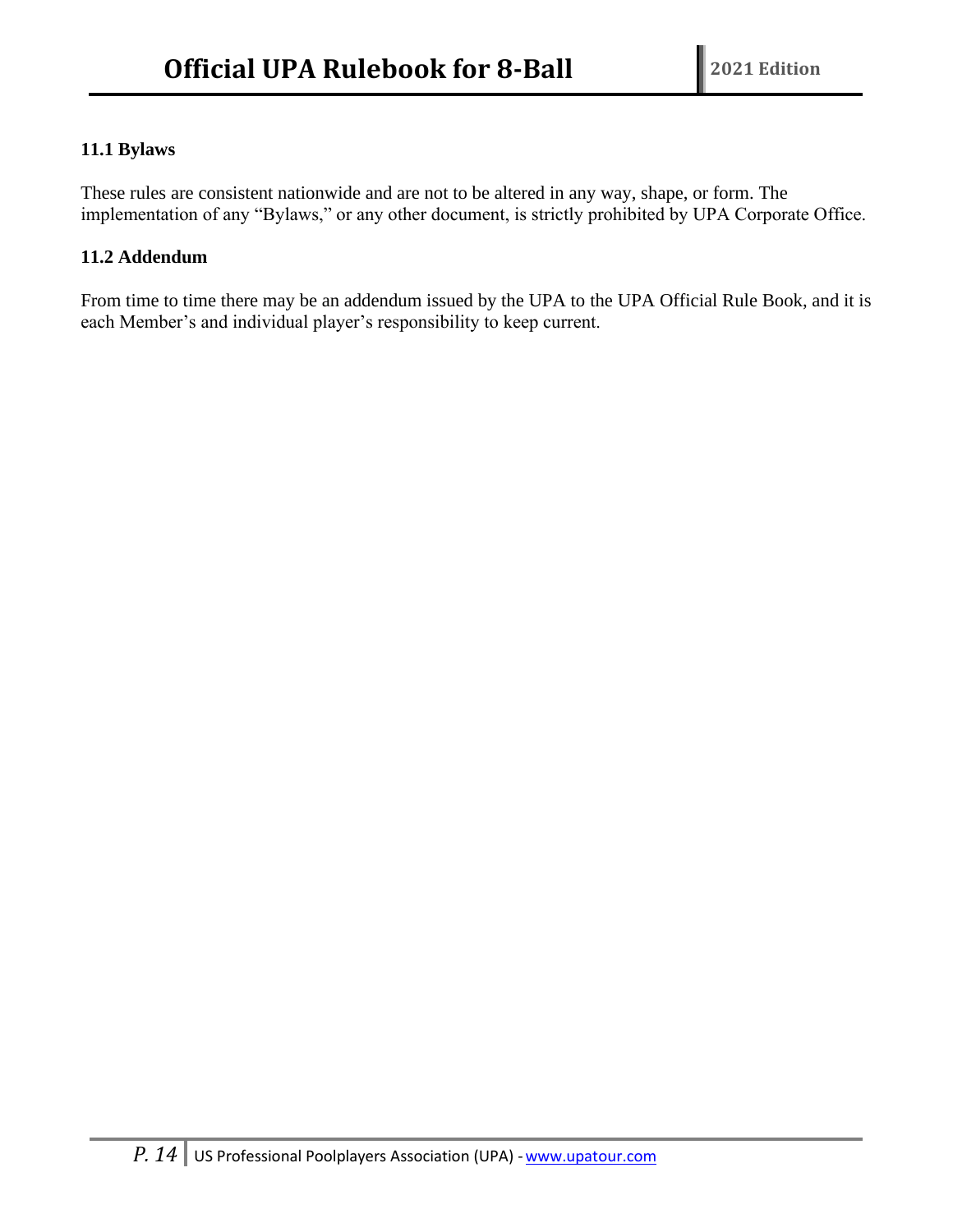### 11.1 Bylaws

These rules are consistent nationwide and are not to be altered in any way, shape, or form. The implementation of any "Bylaws," or any other document, is strictly prohibited by UPA Corporate Office.

### 11.2 Addendum

From time to time there may be an addendum issued by the UPA to the UPA Official Rule Book, and it is each Member's and individual player's responsibility to keep current.